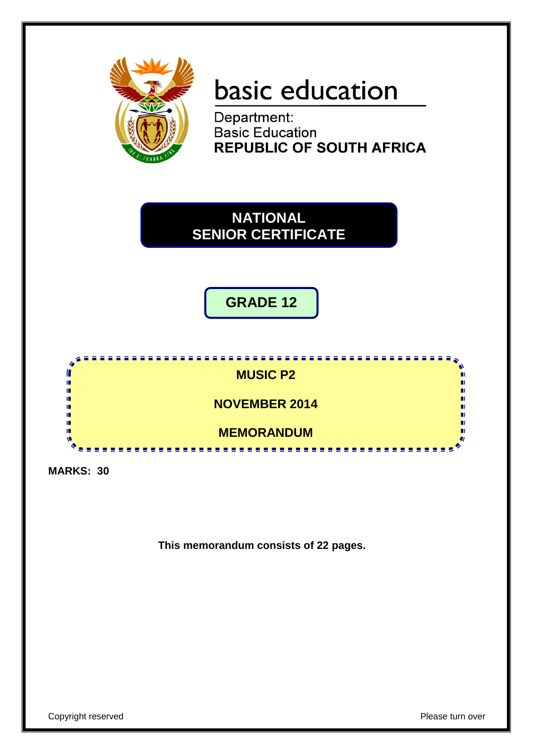basic education

Department:
Basic Education
**REPUBLIC OF SOUTH AFRICA**

# NATIONAL SENIOR CERTIFICATE

## GRADE 12

## MUSIC P2

## NOVEMBER 2014

## MEMORANDUM

**MARKS: 30**

**This memorandum consists of 22 pages.**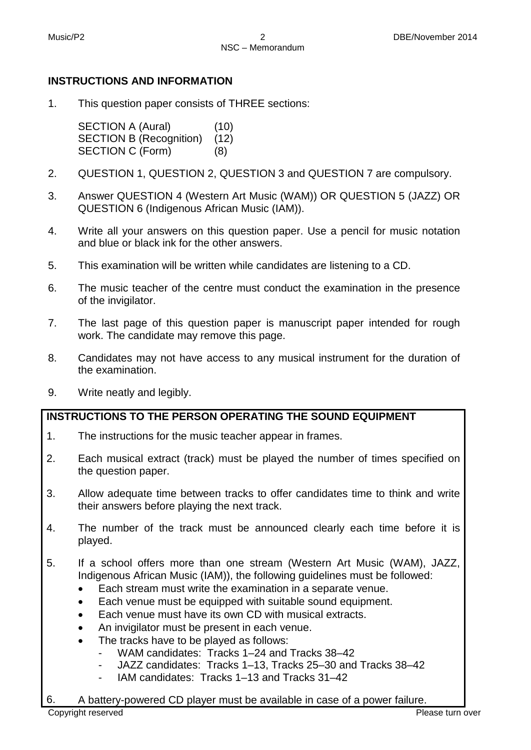## INSTRUCTIONS AND INFORMATION

1. This question paper consists of THREE sections:

   SECTION A (Aural) (10)
   SECTION B (Recognition) (12)
   SECTION C (Form) (8)

2. QUESTION 1, QUESTION 2, QUESTION 3 and QUESTION 7 are compulsory.

3. Answer QUESTION 4 (Western Art Music (WAM)) OR QUESTION 5 (JAZZ) OR QUESTION 6 (Indigenous African Music (IAM)).

4. Write all your answers on this question paper. Use a pencil for music notation and blue or black ink for the other answers.

5. This examination will be written while candidates are listening to a CD.

6. The music teacher of the centre must conduct the examination in the presence of the invigilator.

7. The last page of this question paper is manuscript paper intended for rough work. The candidate may remove this page.

8. Candidates may not have access to any musical instrument for the duration of the examination.

9. Write neatly and legibly.

**INSTRUCTIONS TO THE PERSON OPERATING THE SOUND EQUIPMENT**

1. The instructions for the music teacher appear in frames.

2. Each musical extract (track) must be played the number of times specified on the question paper.

3. Allow adequate time between tracks to offer candidates time to think and write their answers before playing the next track.

4. The number of the track must be announced clearly each time before it is played.

5. If a school offers more than one stream (Western Art Music (WAM), JAZZ, Indigenous African Music (IAM)), the following guidelines must be followed:
   - Each stream must write the examination in a separate venue.
   - Each venue must be equipped with suitable sound equipment.
   - Each venue must have its own CD with musical extracts.
   - An invigilator must be present in each venue.
   - The tracks have to be played as follows:
     - WAM candidates: Tracks 1–24 and Tracks 38–42
     - JAZZ candidates: Tracks 1–13, Tracks 25–30 and Tracks 38–42
     - IAM candidates: Tracks 1–13 and Tracks 31–42

6. A battery-powered CD player must be available in case of a power failure.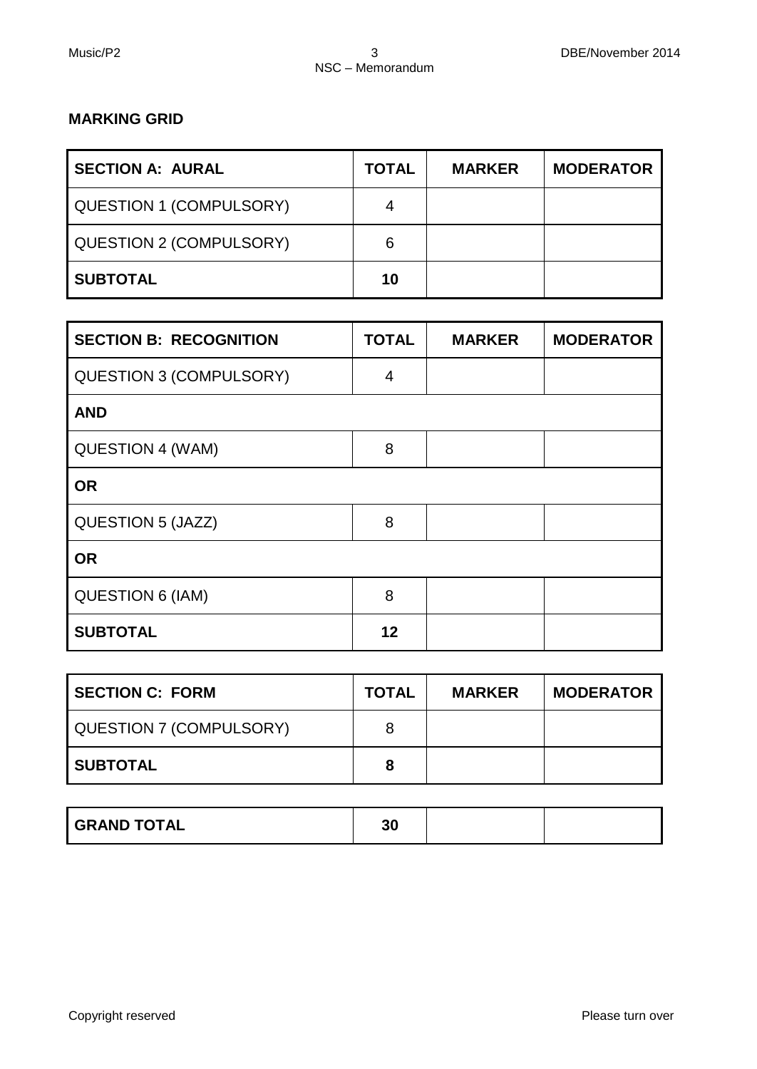**MARKING GRID**

| SECTION A: AURAL | TOTAL | MARKER | MODERATOR |
|---|---|---|---|
| QUESTION 1 (COMPULSORY) | 4 | | |
| QUESTION 2 (COMPULSORY) | 6 | | |
| **SUBTOTAL** | **10** | | |

| SECTION B: RECOGNITION | TOTAL | MARKER | MODERATOR |
|---|---|---|---|
| QUESTION 3 (COMPULSORY) | 4 | | |
| **AND** | | | |
| QUESTION 4 (WAM) | 8 | | |
| **OR** | | | |
| QUESTION 5 (JAZZ) | 8 | | |
| **OR** | | | |
| QUESTION 6 (IAM) | 8 | | |
| **SUBTOTAL** | **12** | | |

| SECTION C: FORM | TOTAL | MARKER | MODERATOR |
|---|---|---|---|
| QUESTION 7 (COMPULSORY) | 8 | | |
| **SUBTOTAL** | **8** | | |

| GRAND TOTAL | 30 | | |
|---|---|---|---|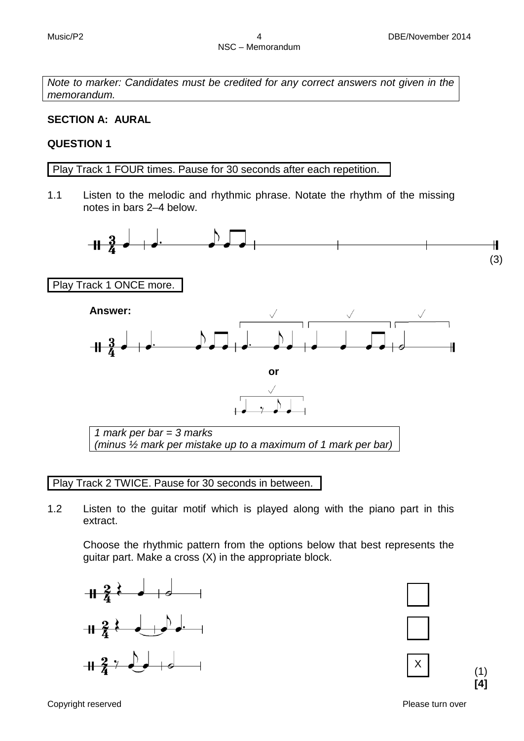*Note to marker: Candidates must be credited for any correct answers not given in the memorandum.*

## SECTION A: AURAL

### QUESTION 1

Play Track 1 FOUR times. Pause for 30 seconds after each repetition.

1.1 Listen to the melodic and rhythmic phrase. Notate the rhythm of the missing notes in bars 2–4 below.

(3)

Play Track 1 ONCE more.

**Answer:**

or

*1 mark per bar = 3 marks*
*(minus ½ mark per mistake up to a maximum of 1 mark per bar)*

Play Track 2 TWICE. Pause for 30 seconds in between.

1.2 Listen to the guitar motif which is played along with the piano part in this extract.

Choose the rhythmic pattern from the options below that best represents the guitar part. Make a cross (X) in the appropriate block.

| Option | |
|---|---|
| Option 1 | |
| Option 2 | |
| Option 3 | X |

(1)
**[4]**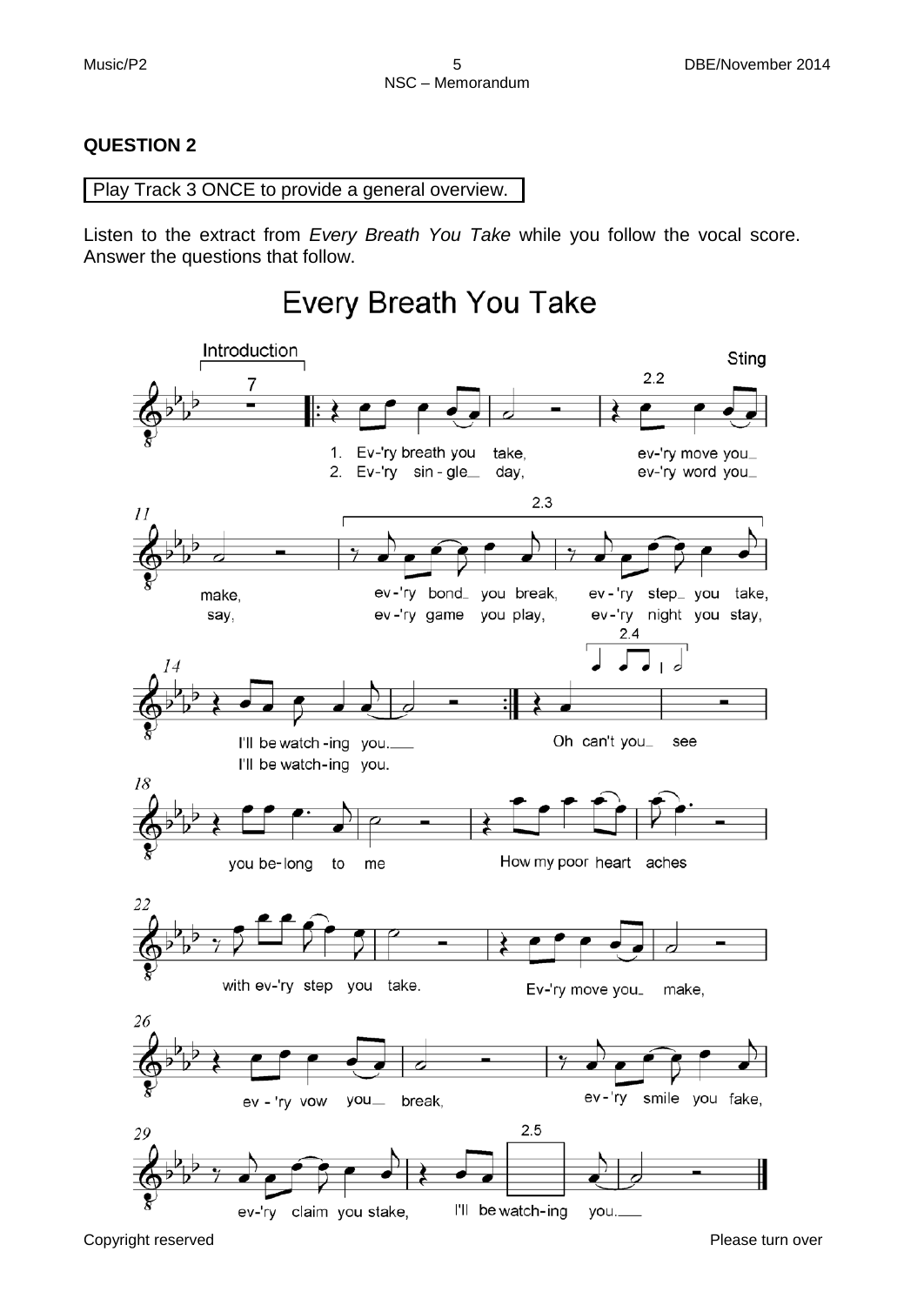## QUESTION 2

Play Track 3 ONCE to provide a general overview.

Listen to the extract from *Every Breath You Take* while you follow the vocal score. Answer the questions that follow.

# Every Breath You Take

Introduction — Sting

1. Ev-'ry breath you take, ev-'ry move you make,
2. Ev-'ry sin-gle day, ev-'ry word you say,

2.2

2.3

ev-'ry bond you break, ev-'ry step you take,
ev-'ry game you play, ev-'ry night you stay,

I'll be watch-ing you.
I'll be watch-ing you.

2.4

Oh can't you see you be-long to me

How my poor heart aches with ev-'ry step you take.

Ev-'ry move you make, ev-'ry vow you break,

ev-'ry smile you fake, ev-'ry claim you stake,

2.5

I'll be watch-ing you.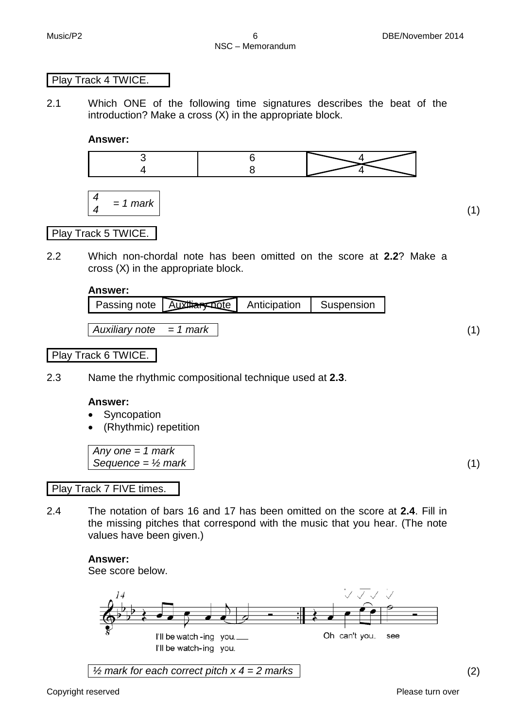Play Track 4 TWICE.

2.1 Which ONE of the following time signatures describes the beat of the introduction? Make a cross (X) in the appropriate block.

**Answer:**

| $\frac{3}{4}$ | $\frac{6}{8}$ | $\frac{4}{4}$ (X) |
|---|---|---|

*$\frac{4}{4}$ = 1 mark* (1)

Play Track 5 TWICE.

2.2 Which non-chordal note has been omitted on the score at **2.2**? Make a cross (X) in the appropriate block.

**Answer:**

| Passing note | Auxiliary note (X) | Anticipation | Suspension |
|---|---|---|---|

*Auxiliary note = 1 mark* (1)

Play Track 6 TWICE.

2.3 Name the rhythmic compositional technique used at **2.3**.

**Answer:**

- Syncopation
- (Rhythmic) repetition

*Any one = 1 mark*
*Sequence = ½ mark* (1)

Play Track 7 FIVE times.

2.4 The notation of bars 16 and 17 has been omitted on the score at **2.4**. Fill in the missing pitches that correspond with the music that you hear. (The note values have been given.)

**Answer:**
See score below.

I'll be watch-ing you.
I'll be watch-ing you.
Oh can't you see

*½ mark for each correct pitch x 4 = 2 marks* (2)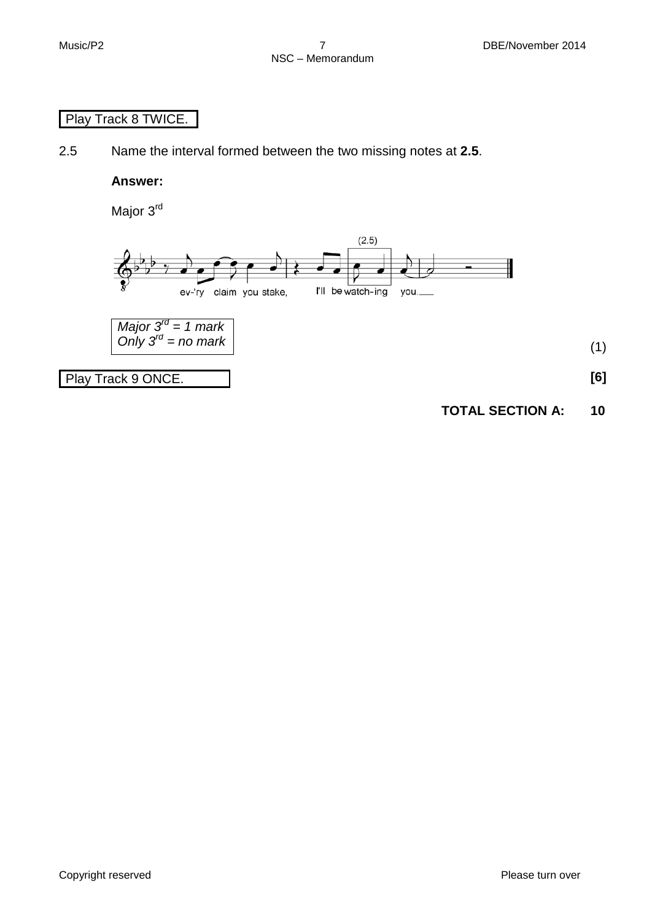Play Track 8 TWICE.

2.5 Name the interval formed between the two missing notes at **2.5**.

**Answer:**

Major 3rd

(2.5)

ev-'ry claim you stake, I'll be watch-ing you.

*Major 3rd = 1 mark*
*Only 3rd = no mark*

(1)

Play Track 9 ONCE.

**[6]**

**TOTAL SECTION A: 10**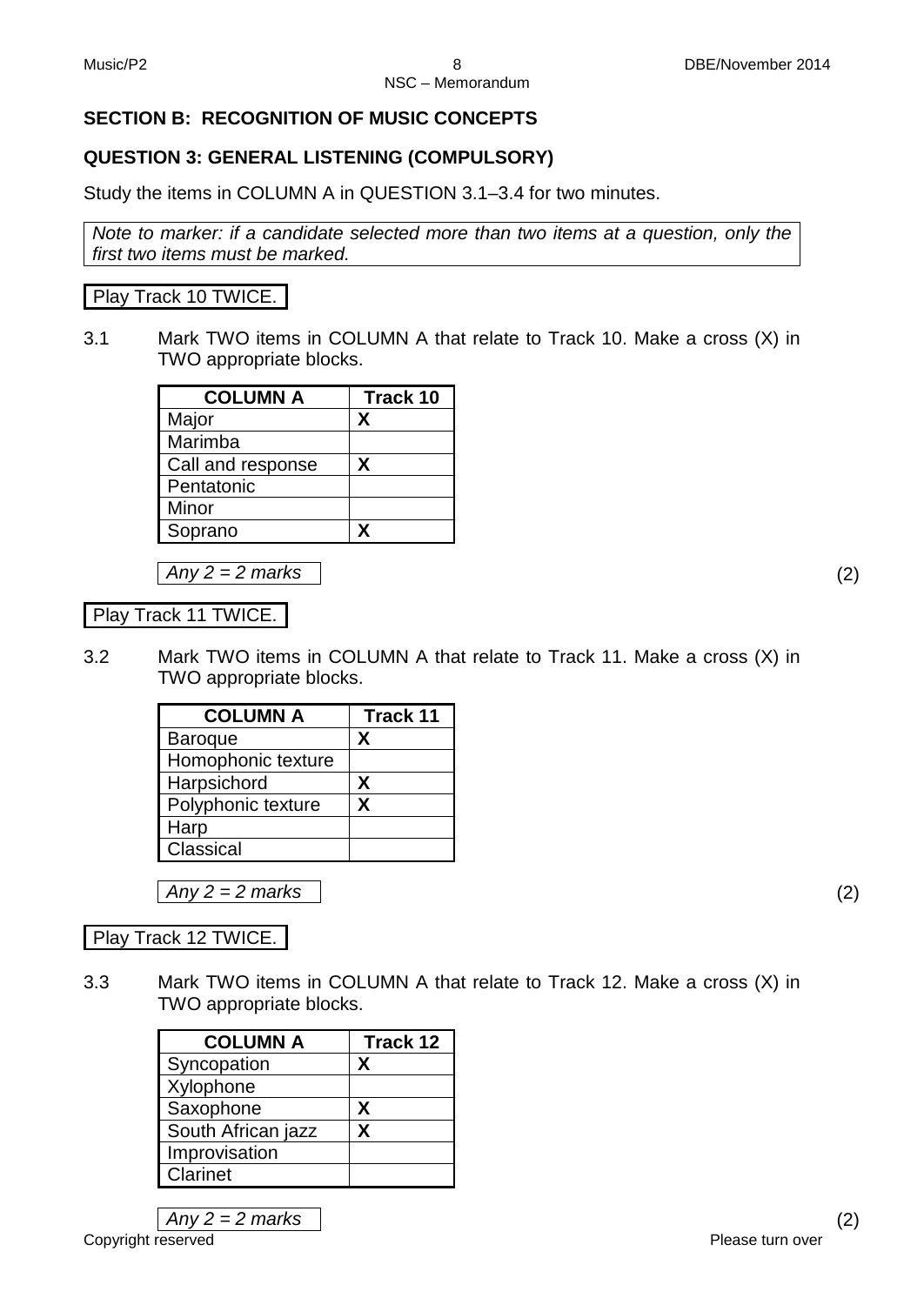## SECTION B: RECOGNITION OF MUSIC CONCEPTS

### QUESTION 3: GENERAL LISTENING (COMPULSORY)

Study the items in COLUMN A in QUESTION 3.1–3.4 for two minutes.

*Note to marker: if a candidate selected more than two items at a question, only the first two items must be marked.*

Play Track 10 TWICE.

3.1 Mark TWO items in COLUMN A that relate to Track 10. Make a cross (X) in TWO appropriate blocks.

| COLUMN A | Track 10 |
|---|---|
| Major | X |
| Marimba | |
| Call and response | X |
| Pentatonic | |
| Minor | |
| Soprano | X |

*Any 2 = 2 marks* (2)

Play Track 11 TWICE.

3.2 Mark TWO items in COLUMN A that relate to Track 11. Make a cross (X) in TWO appropriate blocks.

| COLUMN A | Track 11 |
|---|---|
| Baroque | X |
| Homophonic texture | |
| Harpsichord | X |
| Polyphonic texture | X |
| Harp | |
| Classical | |

*Any 2 = 2 marks* (2)

Play Track 12 TWICE.

3.3 Mark TWO items in COLUMN A that relate to Track 12. Make a cross (X) in TWO appropriate blocks.

| COLUMN A | Track 12 |
|---|---|
| Syncopation | X |
| Xylophone | |
| Saxophone | X |
| South African jazz | X |
| Improvisation | |
| Clarinet | |

*Any 2 = 2 marks* (2)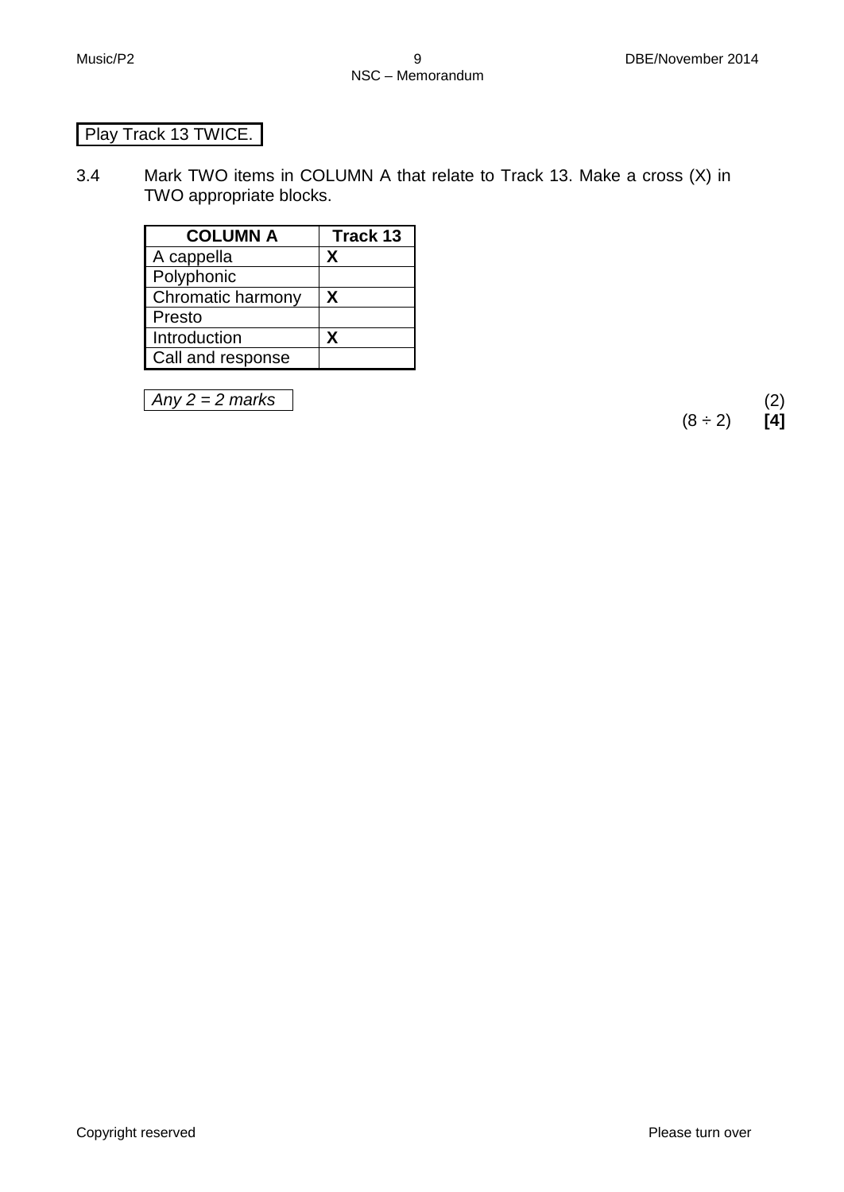Play Track 13 TWICE.

3.4 Mark TWO items in COLUMN A that relate to Track 13. Make a cross (X) in TWO appropriate blocks.

| COLUMN A | Track 13 |
|---|---|
| A cappella | **X** |
| Polyphonic | |
| Chromatic harmony | **X** |
| Presto | |
| Introduction | **X** |
| Call and response | |

*Any 2 = 2 marks*

(2)

(8 ÷ 2) **[4]**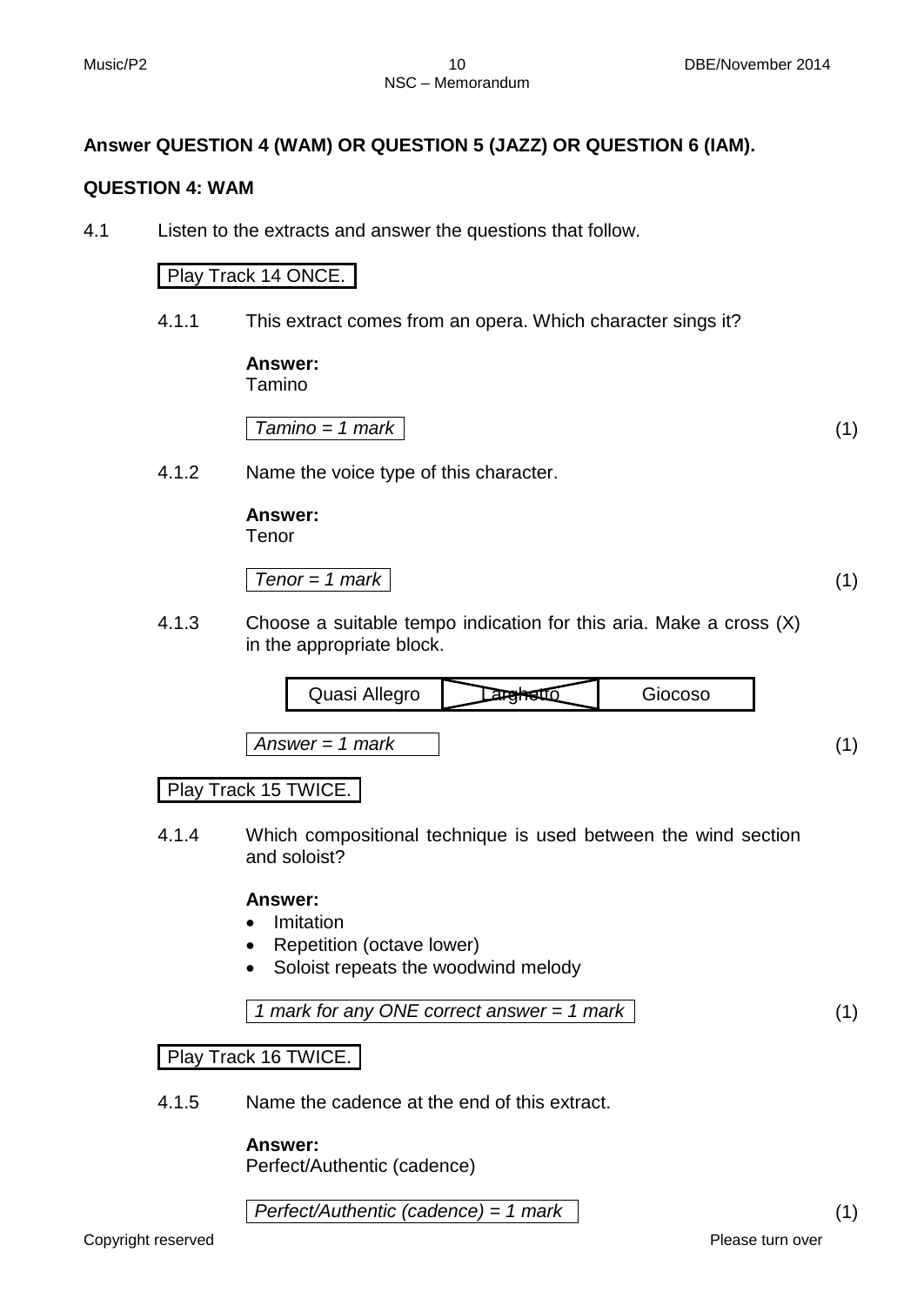**Answer QUESTION 4 (WAM) OR QUESTION 5 (JAZZ) OR QUESTION 6 (IAM).**

## QUESTION 4: WAM

4.1 Listen to the extracts and answer the questions that follow.

Play Track 14 ONCE.

4.1.1 This extract comes from an opera. Which character sings it?

**Answer:**
Tamino

*Tamino = 1 mark* (1)

4.1.2 Name the voice type of this character.

**Answer:**
Tenor

*Tenor = 1 mark* (1)

4.1.3 Choose a suitable tempo indication for this aria. Make a cross (X) in the appropriate block.

| Quasi Allegro | Larghetto (X) | Giocoso |
|---|---|---|

*Answer = 1 mark* (1)

Play Track 15 TWICE.

4.1.4 Which compositional technique is used between the wind section and soloist?

**Answer:**
- Imitation
- Repetition (octave lower)
- Soloist repeats the woodwind melody

*1 mark for any ONE correct answer = 1 mark* (1)

Play Track 16 TWICE.

4.1.5 Name the cadence at the end of this extract.

**Answer:**
Perfect/Authentic (cadence)

*Perfect/Authentic (cadence) = 1 mark* (1)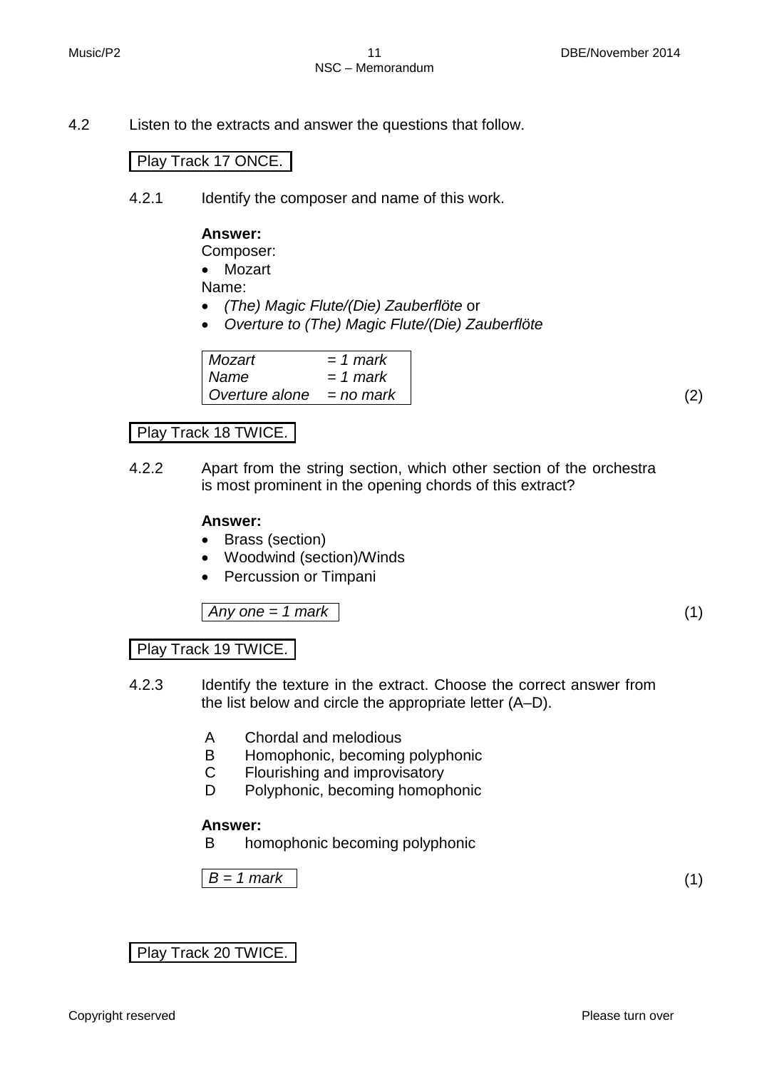4.2 Listen to the extracts and answer the questions that follow.

Play Track 17 ONCE.

4.2.1 Identify the composer and name of this work.

**Answer:**

Composer:

- Mozart

Name:

- *(The) Magic Flute/(Die) Zauberflöte* or
- *Overture to (The) Magic Flute/(Die) Zauberflöte*

| | |
|---|---|
| *Mozart* | *= 1 mark* |
| *Name* | *= 1 mark* |
| *Overture alone* | *= no mark* |

(2)

Play Track 18 TWICE.

4.2.2 Apart from the string section, which other section of the orchestra is most prominent in the opening chords of this extract?

**Answer:**

- Brass (section)
- Woodwind (section)/Winds
- Percussion or Timpani

*Any one = 1 mark*

(1)

Play Track 19 TWICE.

4.2.3 Identify the texture in the extract. Choose the correct answer from the list below and circle the appropriate letter (A–D).

A Chordal and melodious
B Homophonic, becoming polyphonic
C Flourishing and improvisatory
D Polyphonic, becoming homophonic

**Answer:**

B homophonic becoming polyphonic

*B = 1 mark*

(1)

Play Track 20 TWICE.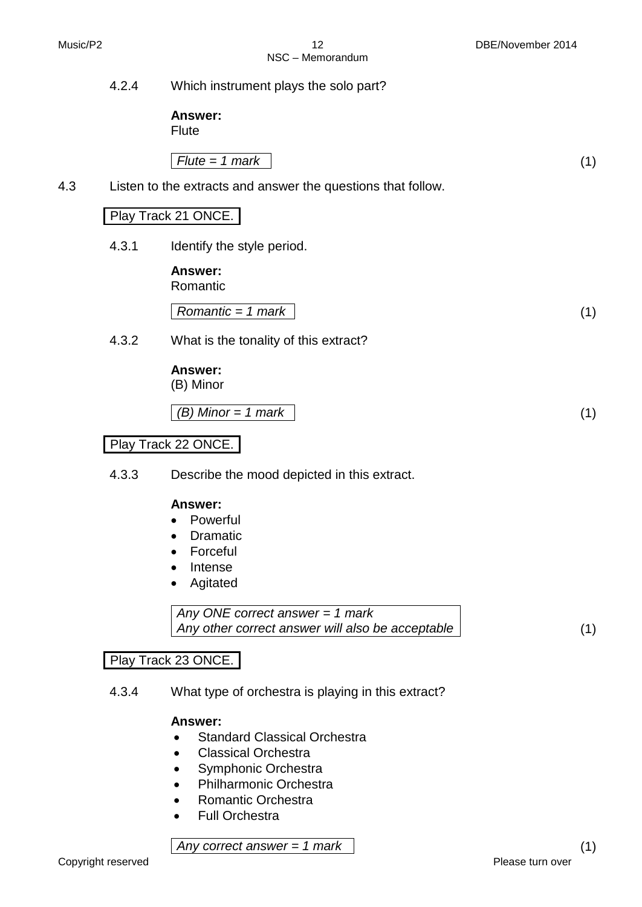4.2.4 Which instrument plays the solo part?

**Answer:**
Flute

*Flute = 1 mark* (1)

4.3 Listen to the extracts and answer the questions that follow.

Play Track 21 ONCE.

4.3.1 Identify the style period.

**Answer:**
Romantic

*Romantic = 1 mark* (1)

4.3.2 What is the tonality of this extract?

**Answer:**
(B) Minor

*(B) Minor = 1 mark* (1)

Play Track 22 ONCE.

4.3.3 Describe the mood depicted in this extract.

**Answer:**
- Powerful
- Dramatic
- Forceful
- Intense
- Agitated

*Any ONE correct answer = 1 mark*
*Any other correct answer will also be acceptable* (1)

Play Track 23 ONCE.

4.3.4 What type of orchestra is playing in this extract?

**Answer:**
- Standard Classical Orchestra
- Classical Orchestra
- Symphonic Orchestra
- Philharmonic Orchestra
- Romantic Orchestra
- Full Orchestra

*Any correct answer = 1 mark* (1)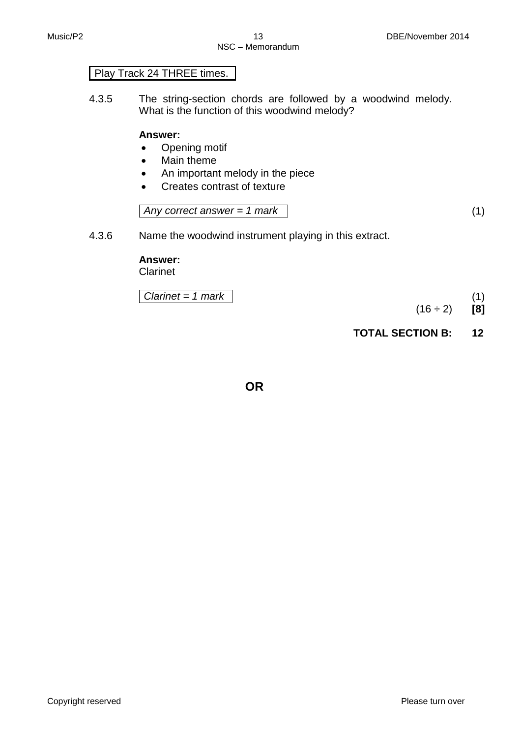Play Track 24 THREE times.

4.3.5 The string-section chords are followed by a woodwind melody. What is the function of this woodwind melody?

**Answer:**

- Opening motif
- Main theme
- An important melody in the piece
- Creates contrast of texture

*Any correct answer = 1 mark* (1)

4.3.6 Name the woodwind instrument playing in this extract.

**Answer:**
Clarinet

*Clarinet = 1 mark* (1)

(16 ÷ 2) **[8]**

**TOTAL SECTION B: 12**

**OR**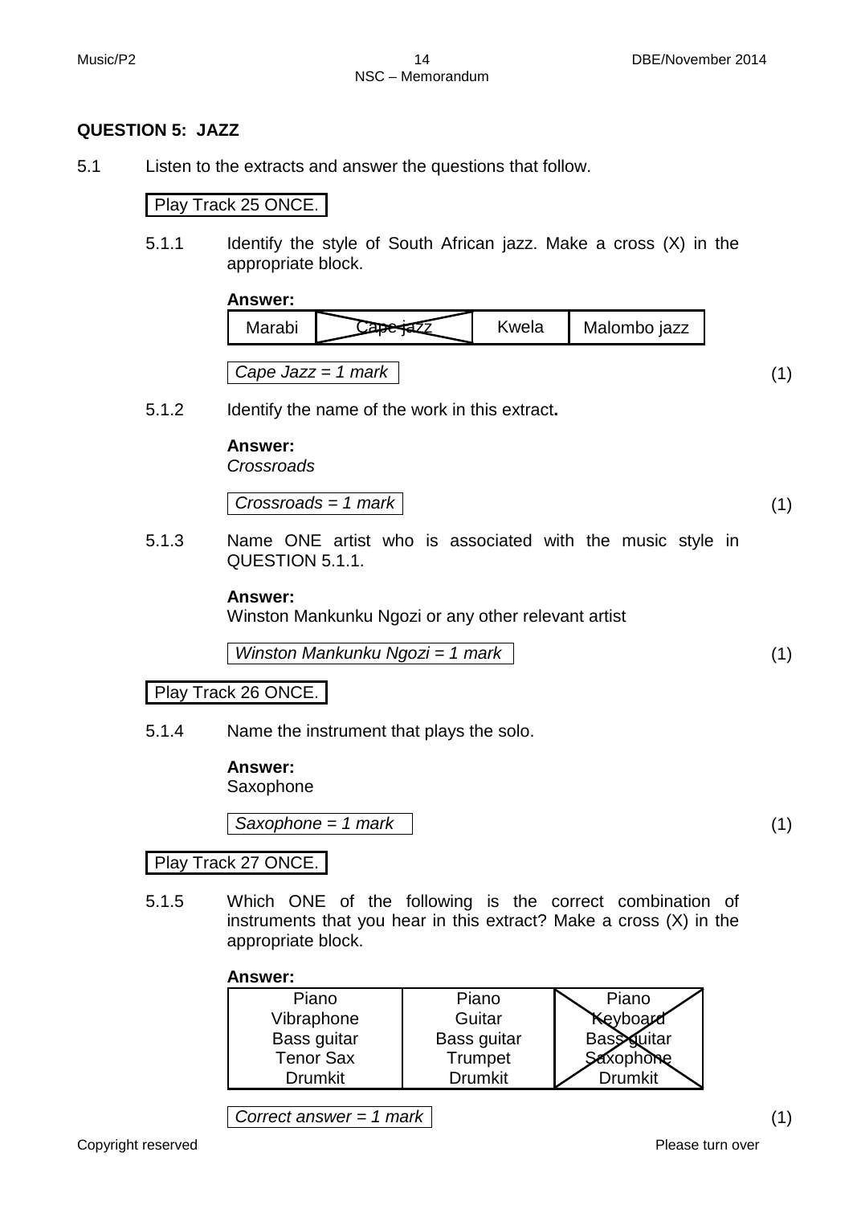## QUESTION 5: JAZZ

5.1 Listen to the extracts and answer the questions that follow.

Play Track 25 ONCE.

5.1.1 Identify the style of South African jazz. Make a cross (X) in the appropriate block.

**Answer:**

| Marabi | Cape jazz (X) | Kwela | Malombo jazz |
|---|---|---|---|

*Cape Jazz = 1 mark* (1)

5.1.2 Identify the name of the work in this extract**.**

**Answer:**
*Crossroads*

*Crossroads = 1 mark* (1)

5.1.3 Name ONE artist who is associated with the music style in QUESTION 5.1.1.

**Answer:**
Winston Mankunku Ngozi or any other relevant artist

*Winston Mankunku Ngozi = 1 mark* (1)

Play Track 26 ONCE.

5.1.4 Name the instrument that plays the solo.

**Answer:**
Saxophone

*Saxophone = 1 mark* (1)

Play Track 27 ONCE.

5.1.5 Which ONE of the following is the correct combination of instruments that you hear in this extract? Make a cross (X) in the appropriate block.

**Answer:**

| | | (X) |
|---|---|---|
| Piano<br>Vibraphone<br>Bass guitar<br>Tenor Sax<br>Drumkit | Piano<br>Guitar<br>Bass guitar<br>Trumpet<br>Drumkit | Piano<br>Keyboard<br>Bass guitar<br>Saxophone<br>Drumkit |

*Correct answer = 1 mark* (1)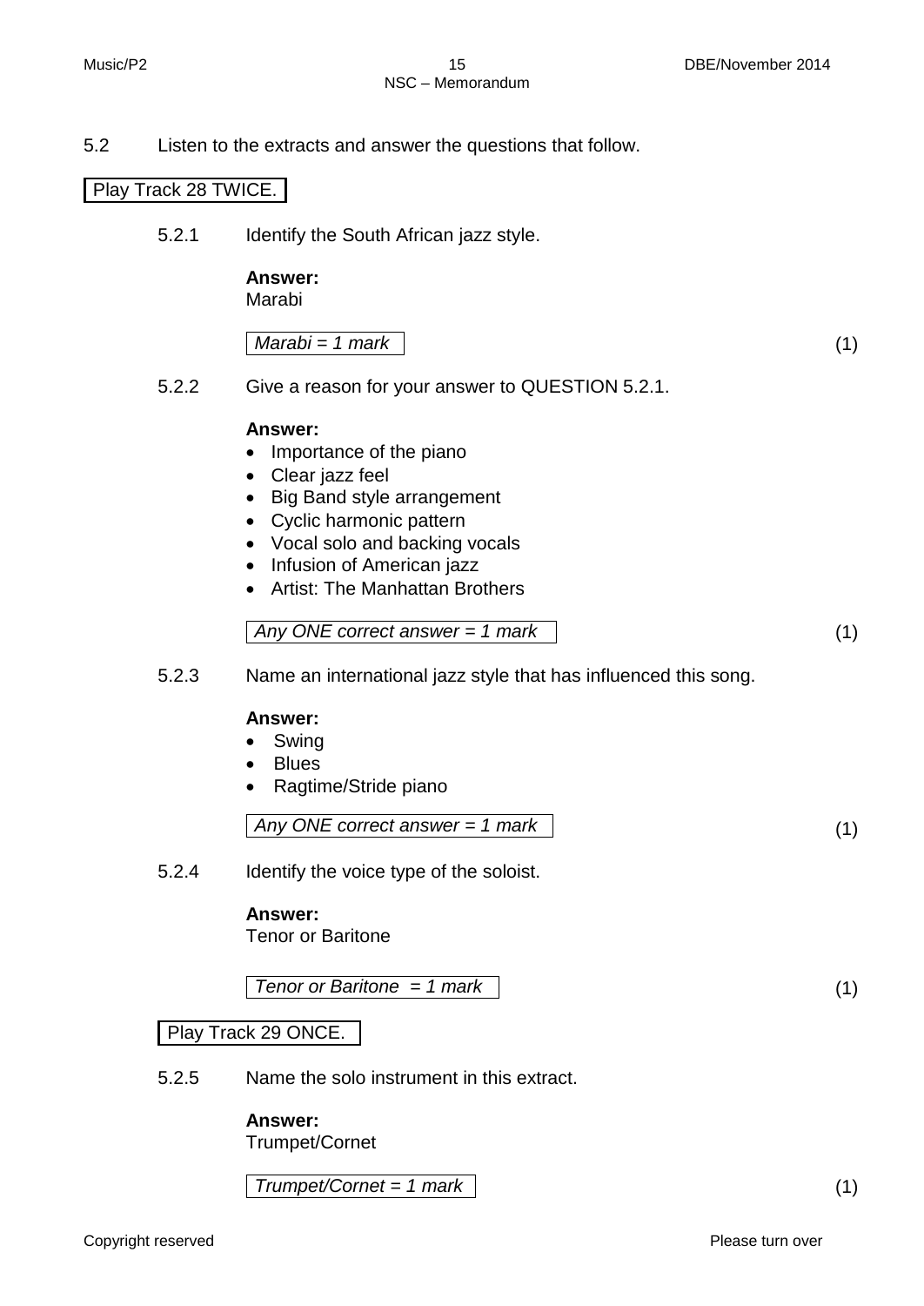5.2 Listen to the extracts and answer the questions that follow.

Play Track 28 TWICE.

5.2.1 Identify the South African jazz style.

**Answer:**
Marabi

*Marabi = 1 mark* (1)

5.2.2 Give a reason for your answer to QUESTION 5.2.1.

**Answer:**

- Importance of the piano
- Clear jazz feel
- Big Band style arrangement
- Cyclic harmonic pattern
- Vocal solo and backing vocals
- Infusion of American jazz
- Artist: The Manhattan Brothers

*Any ONE correct answer = 1 mark* (1)

5.2.3 Name an international jazz style that has influenced this song.

**Answer:**

- Swing
- Blues
- Ragtime/Stride piano

*Any ONE correct answer = 1 mark* (1)

5.2.4 Identify the voice type of the soloist.

**Answer:**
Tenor or Baritone

*Tenor or Baritone = 1 mark* (1)

Play Track 29 ONCE.

5.2.5 Name the solo instrument in this extract.

**Answer:**
Trumpet/Cornet

*Trumpet/Cornet = 1 mark* (1)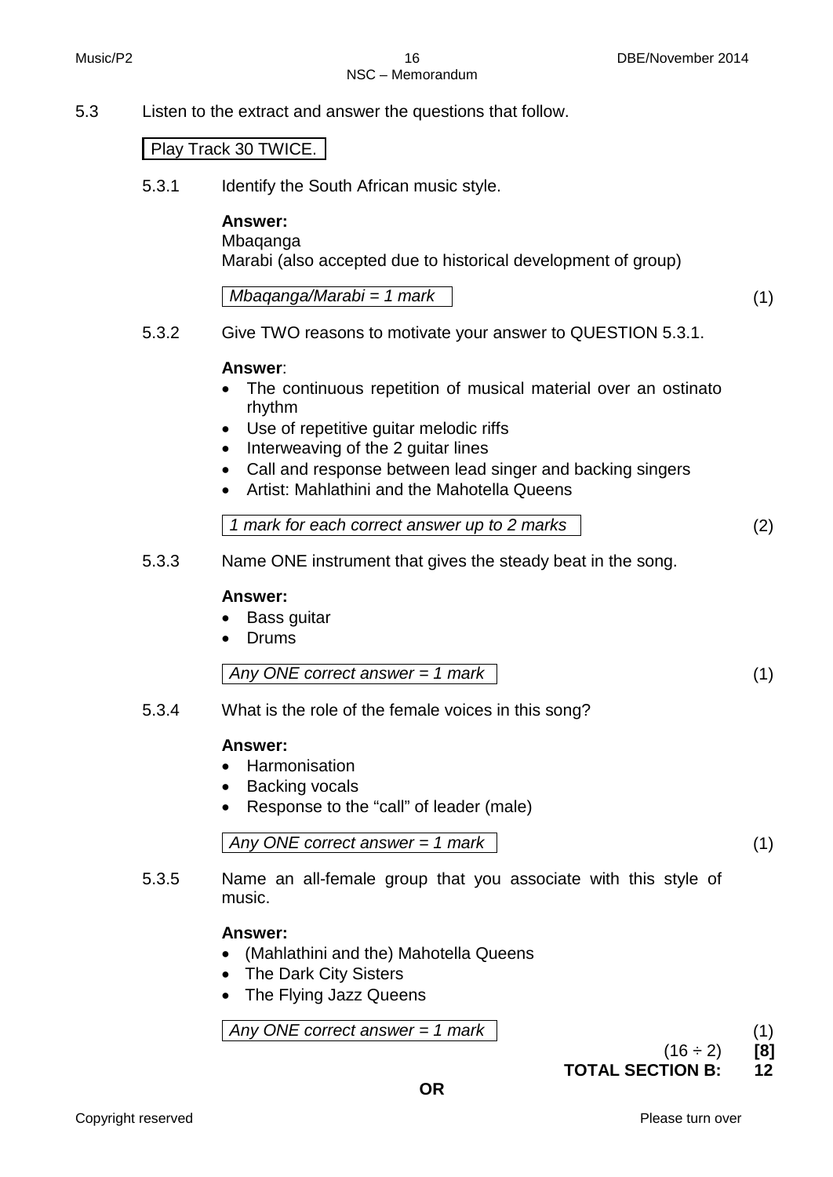5.3 Listen to the extract and answer the questions that follow.

Play Track 30 TWICE.

5.3.1 Identify the South African music style.

**Answer:**
Mbaqanga
Marabi (also accepted due to historical development of group)

*Mbaqanga/Marabi = 1 mark* (1)

5.3.2 Give TWO reasons to motivate your answer to QUESTION 5.3.1.

**Answer**:

- The continuous repetition of musical material over an ostinato rhythm
- Use of repetitive guitar melodic riffs
- Interweaving of the 2 guitar lines
- Call and response between lead singer and backing singers
- Artist: Mahlathini and the Mahotella Queens

*1 mark for each correct answer up to 2 marks* (2)

5.3.3 Name ONE instrument that gives the steady beat in the song.

**Answer:**

- Bass guitar
- Drums

*Any ONE correct answer = 1 mark* (1)

5.3.4 What is the role of the female voices in this song?

**Answer:**

- Harmonisation
- Backing vocals
- Response to the "call" of leader (male)

*Any ONE correct answer = 1 mark* (1)

5.3.5 Name an all-female group that you associate with this style of music.

**Answer:**

- (Mahlathini and the) Mahotella Queens
- The Dark City Sisters
- The Flying Jazz Queens

*Any ONE correct answer = 1 mark* (1)

(16 ÷ 2) **[8]**

**TOTAL SECTION B: 12**

**OR**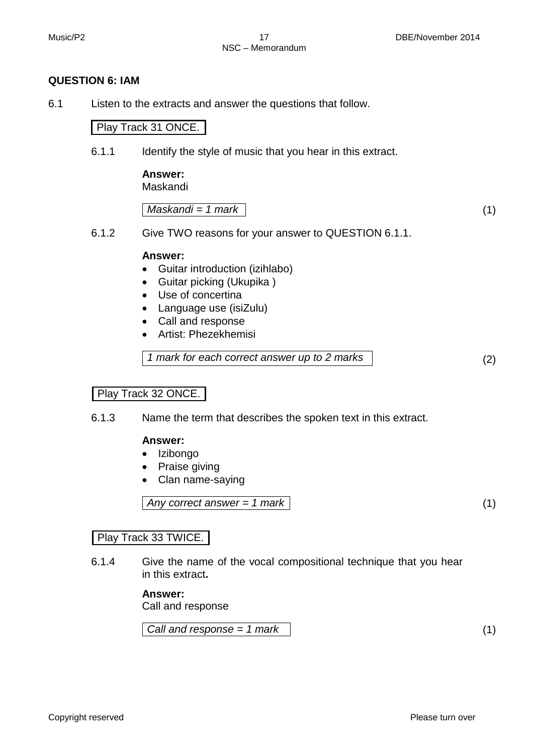## QUESTION 6: IAM

6.1 Listen to the extracts and answer the questions that follow.

Play Track 31 ONCE.

6.1.1 Identify the style of music that you hear in this extract.

**Answer:**
Maskandi

*Maskandi = 1 mark* (1)

6.1.2 Give TWO reasons for your answer to QUESTION 6.1.1.

**Answer:**
- Guitar introduction (izihlabo)
- Guitar picking (Ukupika )
- Use of concertina
- Language use (isiZulu)
- Call and response
- Artist: Phezekhemisi

*1 mark for each correct answer up to 2 marks* (2)

Play Track 32 ONCE.

6.1.3 Name the term that describes the spoken text in this extract.

**Answer:**
- Izibongo
- Praise giving
- Clan name-saying

*Any correct answer = 1 mark* (1)

Play Track 33 TWICE.

6.1.4 Give the name of the vocal compositional technique that you hear in this extract**.**

**Answer:**
Call and response

*Call and response = 1 mark* (1)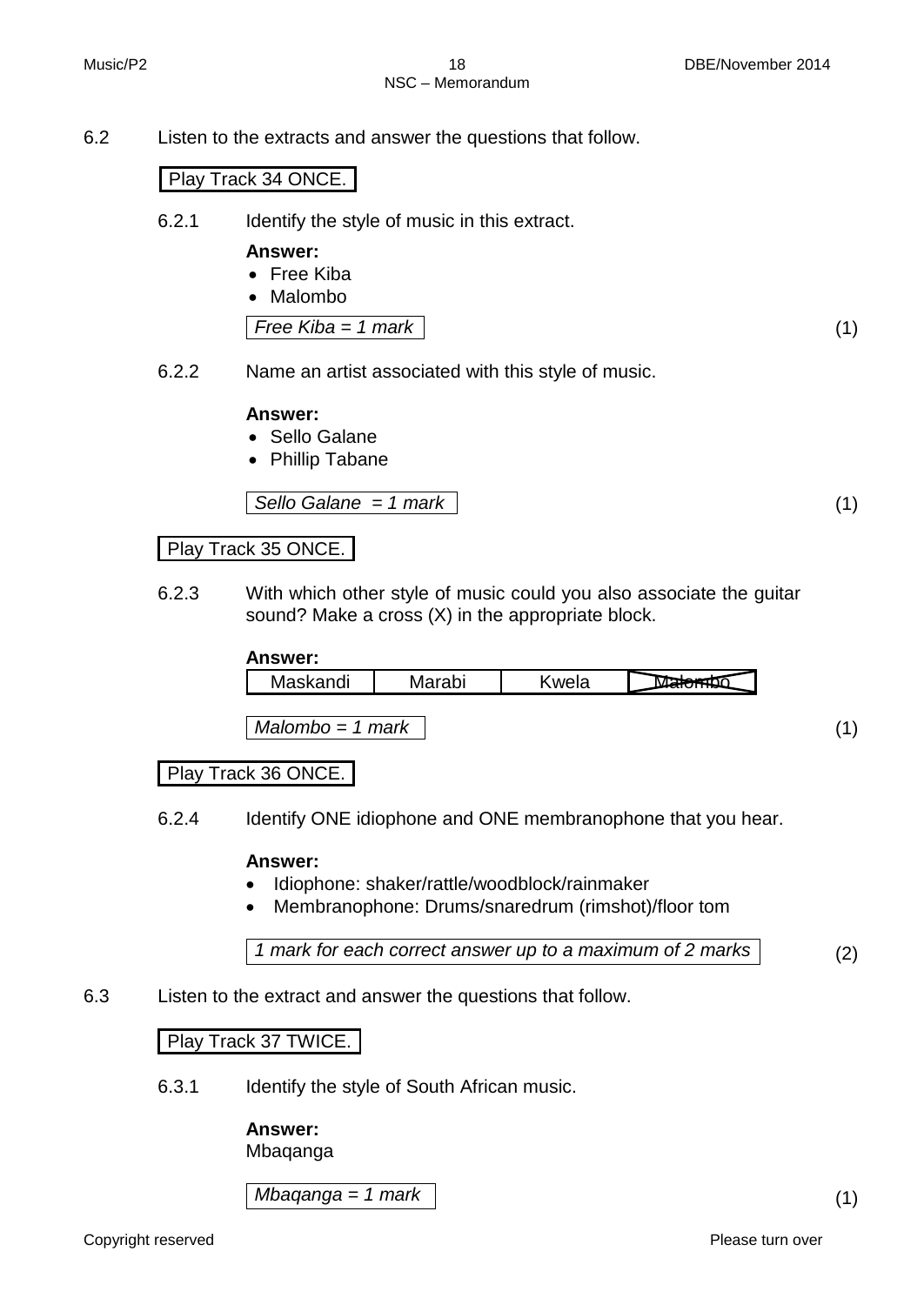6.2 Listen to the extracts and answer the questions that follow.

Play Track 34 ONCE.

6.2.1 Identify the style of music in this extract.

**Answer:**

- Free Kiba
- Malombo

*Free Kiba = 1 mark* (1)

6.2.2 Name an artist associated with this style of music.

**Answer:**

- Sello Galane
- Phillip Tabane

*Sello Galane = 1 mark* (1)

Play Track 35 ONCE.

6.2.3 With which other style of music could you also associate the guitar sound? Make a cross (X) in the appropriate block.

**Answer:**

| Maskandi | Marabi | Kwela | Malombo (X) |
|---|---|---|---|

*Malombo = 1 mark* (1)

Play Track 36 ONCE.

6.2.4 Identify ONE idiophone and ONE membranophone that you hear.

**Answer:**

- Idiophone: shaker/rattle/woodblock/rainmaker
- Membranophone: Drums/snaredrum (rimshot)/floor tom

*1 mark for each correct answer up to a maximum of 2 marks* (2)

6.3 Listen to the extract and answer the questions that follow.

Play Track 37 TWICE.

6.3.1 Identify the style of South African music.

**Answer:**
Mbaqanga

*Mbaqanga = 1 mark* (1)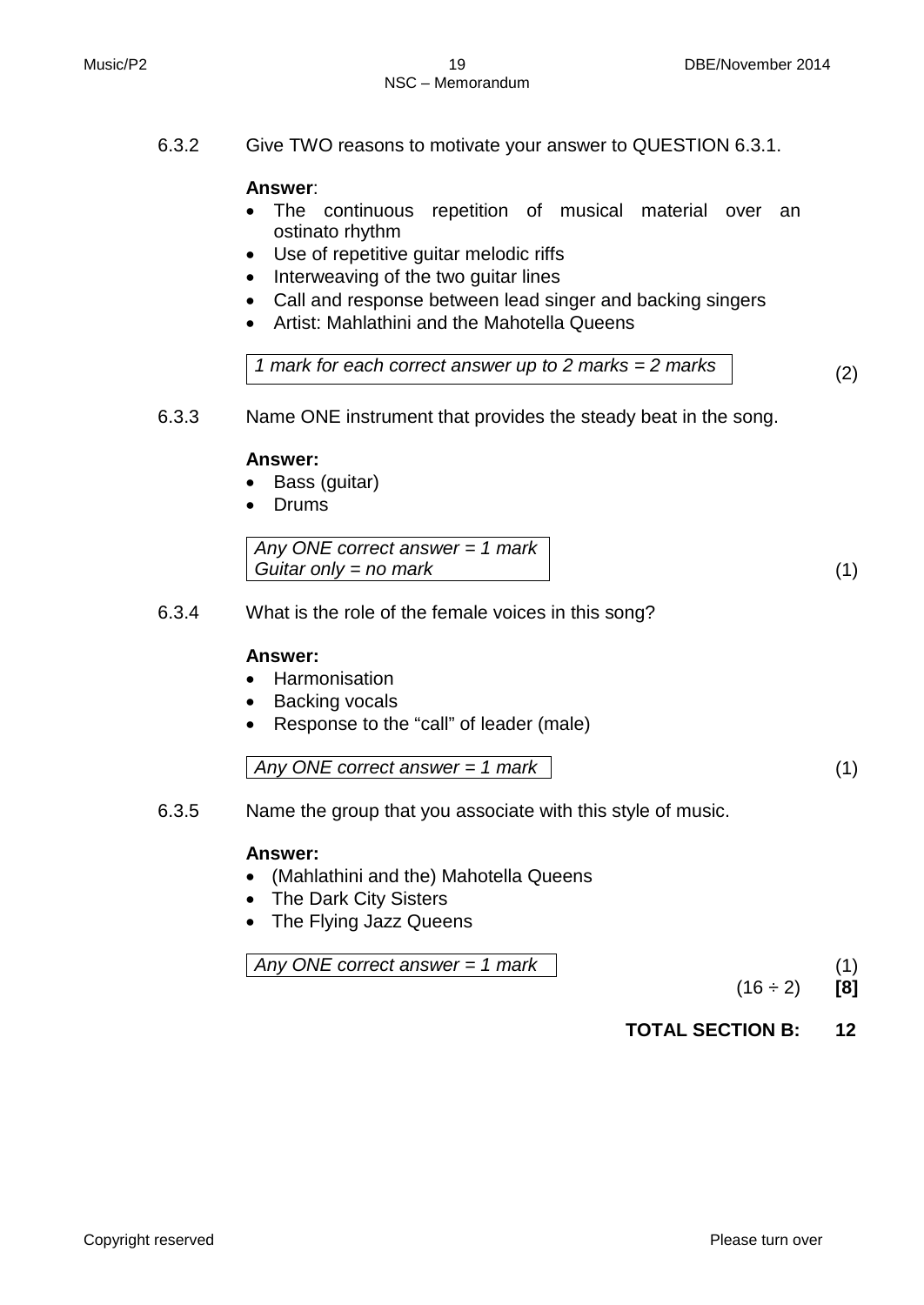6.3.2 Give TWO reasons to motivate your answer to QUESTION 6.3.1.

**Answer**:

- The continuous repetition of musical material over an ostinato rhythm
- Use of repetitive guitar melodic riffs
- Interweaving of the two guitar lines
- Call and response between lead singer and backing singers
- Artist: Mahlathini and the Mahotella Queens

*1 mark for each correct answer up to 2 marks = 2 marks* (2)

6.3.3 Name ONE instrument that provides the steady beat in the song.

**Answer:**

- Bass (guitar)
- Drums

*Any ONE correct answer = 1 mark*
*Guitar only = no mark* (1)

6.3.4 What is the role of the female voices in this song?

**Answer:**

- Harmonisation
- Backing vocals
- Response to the "call" of leader (male)

*Any ONE correct answer = 1 mark* (1)

6.3.5 Name the group that you associate with this style of music.

**Answer:**

- (Mahlathini and the) Mahotella Queens
- The Dark City Sisters
- The Flying Jazz Queens

*Any ONE correct answer = 1 mark* (1)

(16 ÷ 2) **[8]**

**TOTAL SECTION B: 12**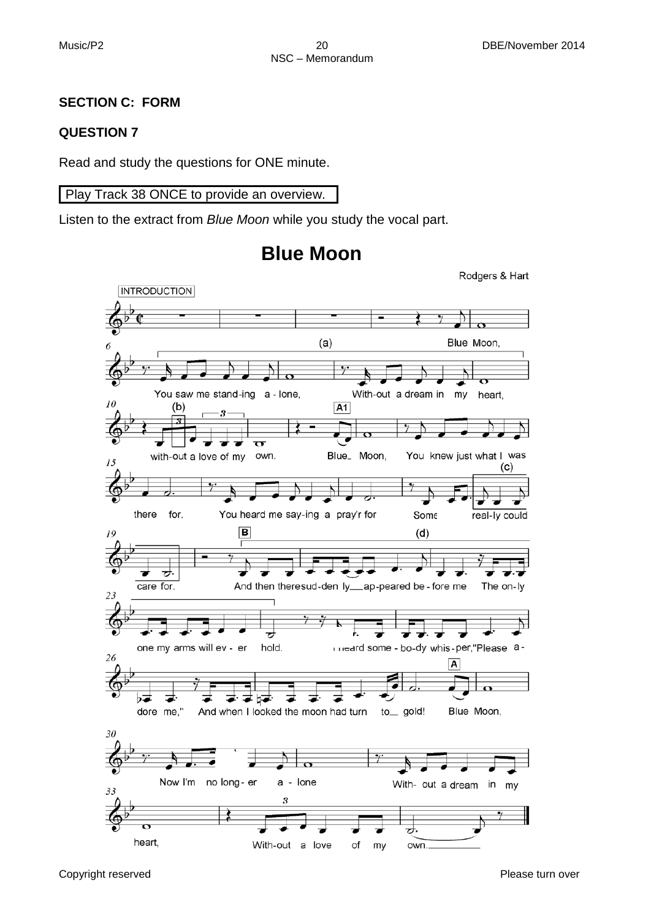## SECTION C: FORM

### QUESTION 7

Read and study the questions for ONE minute.

Play Track 38 ONCE to provide an overview.

Listen to the extract from *Blue Moon* while you study the vocal part.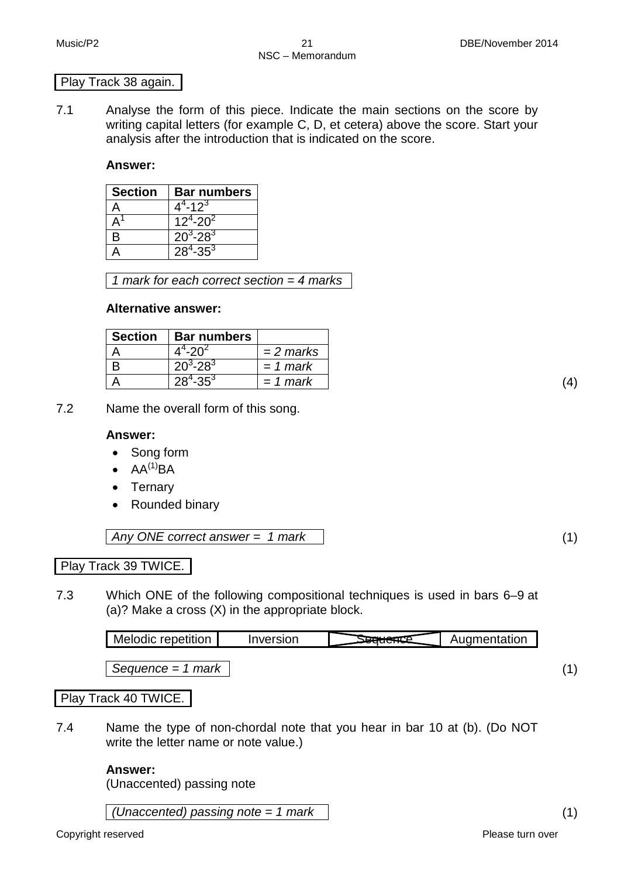Play Track 38 again.

7.1 Analyse the form of this piece. Indicate the main sections on the score by writing capital letters (for example C, D, et cetera) above the score. Start your analysis after the introduction that is indicated on the score.

**Answer:**

| Section | Bar numbers |
|---|---|
| A | $4^4$-$12^3$ |
| $A^1$ | $12^4$-$20^2$ |
| B | $20^3$-$28^3$ |
| A | $28^4$-$35^3$ |

*1 mark for each correct section = 4 marks*

**Alternative answer:**

| Section | Bar numbers | |
|---|---|---|
| A | $4^4$-$20^2$ | *= 2 marks* |
| B | $20^3$-$28^3$ | *= 1 mark* |
| A | $28^4$-$35^3$ | *= 1 mark* |

(4)

7.2 Name the overall form of this song.

**Answer:**

- Song form
- $AA^{(1)}BA$
- Ternary
- Rounded binary

*Any ONE correct answer = 1 mark* (1)

Play Track 39 TWICE.

7.3 Which ONE of the following compositional techniques is used in bars 6–9 at (a)? Make a cross (X) in the appropriate block.

| Melodic repetition | Inversion | ~~Sequence~~ (X) | Augmentation |
|---|---|---|---|

*Sequence = 1 mark* (1)

Play Track 40 TWICE.

7.4 Name the type of non-chordal note that you hear in bar 10 at (b). (Do NOT write the letter name or note value.)

**Answer:**
(Unaccented) passing note

*(Unaccented) passing note = 1 mark* (1)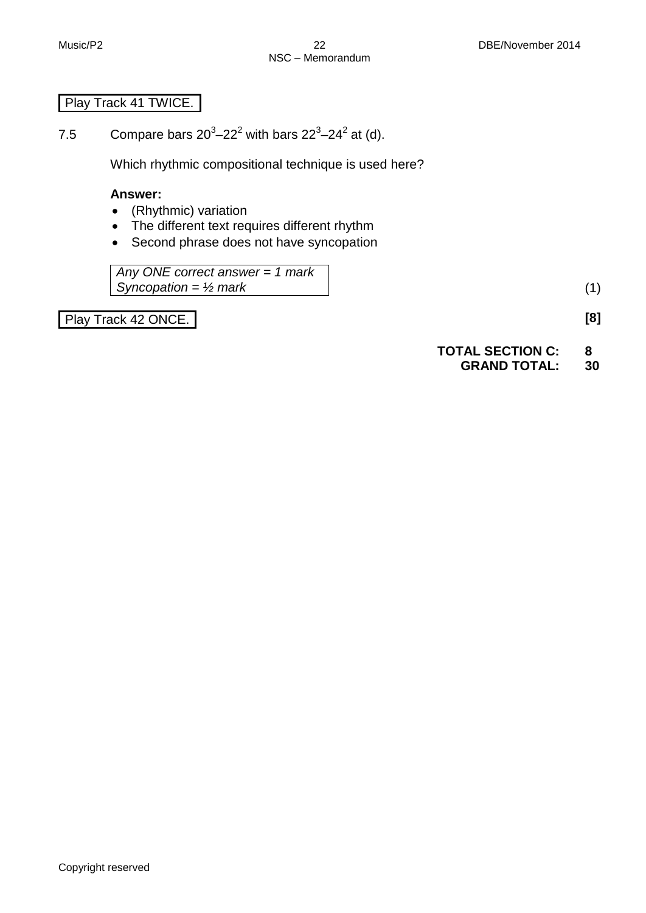Play Track 41 TWICE.

7.5 Compare bars $20^3$–$22^2$ with bars $22^3$–$24^2$ at (d).

Which rhythmic compositional technique is used here?

**Answer:**

- (Rhythmic) variation
- The different text requires different rhythm
- Second phrase does not have syncopation

*Any ONE correct answer = 1 mark*
*Syncopation = ½ mark*

(1)

Play Track 42 ONCE.

**[8]**

**TOTAL SECTION C: 8**
**GRAND TOTAL: 30**